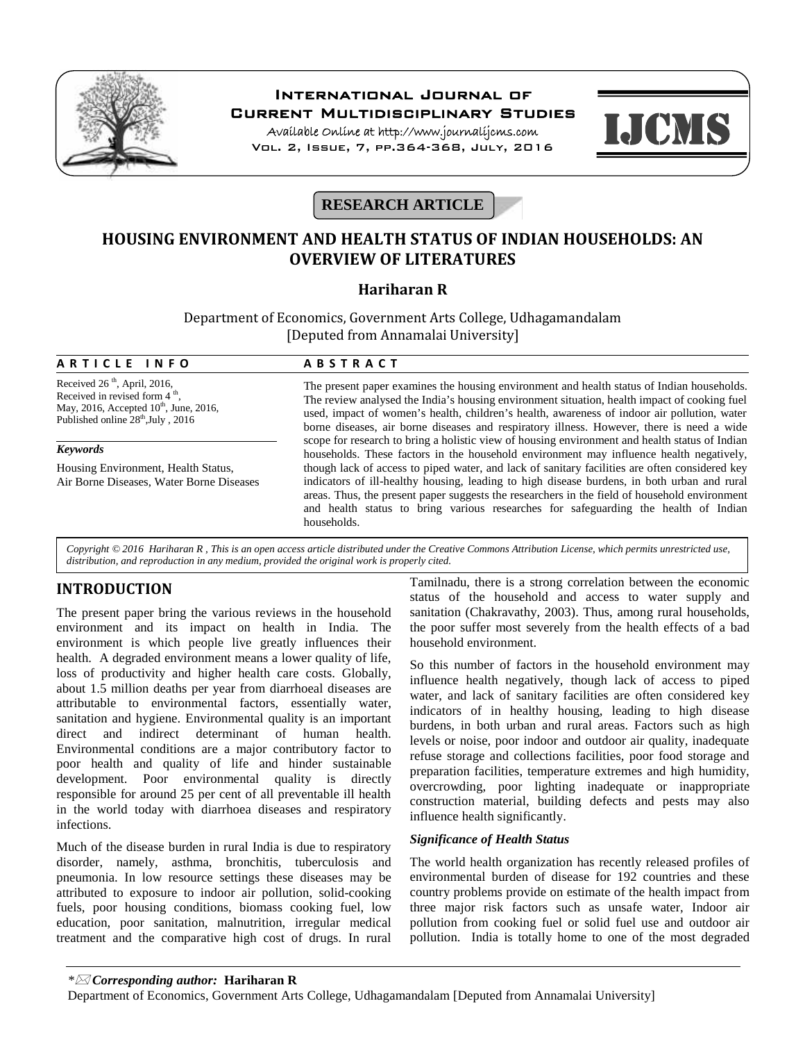**RESEARCH ARTICLE**

# HOUSING ENVIRONMENT AND HEALTH STATUS OF INDIAN HOUSEHOLDS: AN OVERVIEW OF LITERATURES

**Hariharan R**

Department of Economics, Government Arts College, Udhagamandalam
[Deputed from Annamalai University]

**ARTICLE INFO**

Received 26 th, April, 2016, Received in revised form 4 th, May, 2016, Accepted 10th, June, 2016, Published online 28th, July , 2016

***Keywords***

Housing Environment, Health Status, Air Borne Diseases, Water Borne Diseases

**ABSTRACT**

The present paper examines the housing environment and health status of Indian households. The review analysed the India's housing environment situation, health impact of cooking fuel used, impact of women's health, children's health, awareness of indoor air pollution, water borne diseases, air borne diseases and respiratory illness. However, there is need a wide scope for research to bring a holistic view of housing environment and health status of Indian households. These factors in the household environment may influence health negatively, though lack of access to piped water, and lack of sanitary facilities are often considered key indicators of ill-healthy housing, leading to high disease burdens, in both urban and rural areas. Thus, the present paper suggests the researchers in the field of household environment and health status to bring various researches for safeguarding the health of Indian households.

*Copyright © 2016 Hariharan R , This is an open access article distributed under the Creative Commons Attribution License, which permits unrestricted use, distribution, and reproduction in any medium, provided the original work is properly cited.*

## INTRODUCTION

The present paper bring the various reviews in the household environment and its impact on health in India. The environment is which people live greatly influences their health. A degraded environment means a lower quality of life, loss of productivity and higher health care costs. Globally, about 1.5 million deaths per year from diarrhoeal diseases are attributable to environmental factors, essentially water, sanitation and hygiene. Environmental quality is an important direct and indirect determinant of human health. Environmental conditions are a major contributory factor to poor health and quality of life and hinder sustainable development. Poor environmental quality is directly responsible for around 25 per cent of all preventable ill health in the world today with diarrhoea diseases and respiratory infections.

Much of the disease burden in rural India is due to respiratory disorder, namely, asthma, bronchitis, tuberculosis and pneumonia. In low resource settings these diseases may be attributed to exposure to indoor air pollution, solid-cooking fuels, poor housing conditions, biomass cooking fuel, low education, poor sanitation, malnutrition, irregular medical treatment and the comparative high cost of drugs. In rural Tamilnadu, there is a strong correlation between the economic status of the household and access to water supply and sanitation (Chakravathy, 2003). Thus, among rural households, the poor suffer most severely from the health effects of a bad household environment.

So this number of factors in the household environment may influence health negatively, though lack of access to piped water, and lack of sanitary facilities are often considered key indicators of in healthy housing, leading to high disease burdens, in both urban and rural areas. Factors such as high levels or noise, poor indoor and outdoor air quality, inadequate refuse storage and collections facilities, poor food storage and preparation facilities, temperature extremes and high humidity, overcrowding, poor lighting inadequate or inappropriate construction material, building defects and pests may also influence health significantly.

### *Significance of Health Status*

The world health organization has recently released profiles of environmental burden of disease for 192 countries and these country problems provide on estimate of the health impact from three major risk factors such as unsafe water, Indoor air pollution from cooking fuel or solid fuel use and outdoor air pollution. India is totally home to one of the most degraded

*Corresponding author:* **Hariharan R**
Department of Economics, Government Arts College, Udhagamandalam [Deputed from Annamalai University]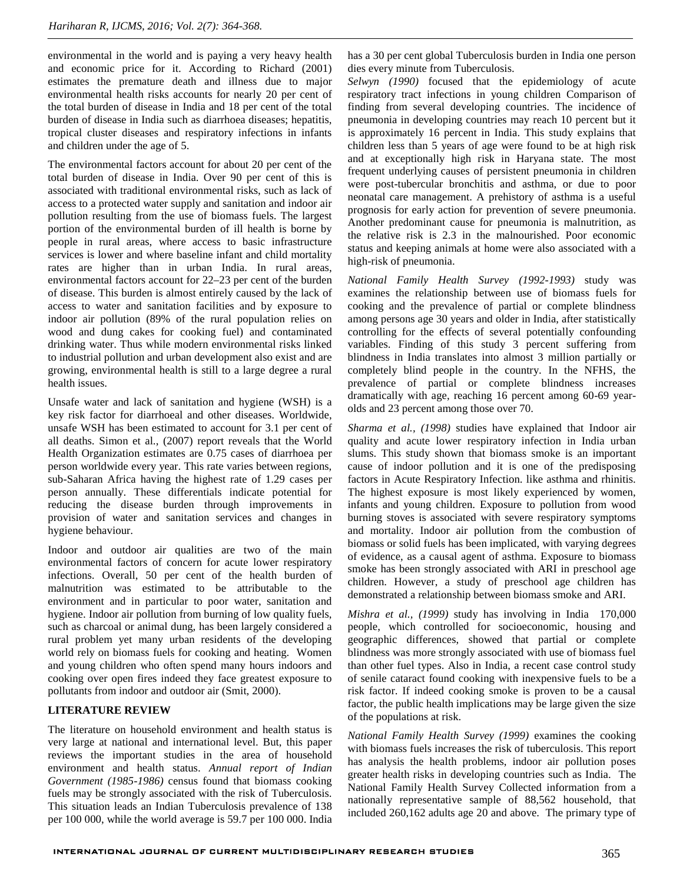environmental in the world and is paying a very heavy health and economic price for it. According to Richard (2001) estimates the premature death and illness due to major environmental health risks accounts for nearly 20 per cent of the total burden of disease in India and 18 per cent of the total burden of disease in India such as diarrhoea diseases; hepatitis, tropical cluster diseases and respiratory infections in infants and children under the age of 5.

The environmental factors account for about 20 per cent of the total burden of disease in India. Over 90 per cent of this is associated with traditional environmental risks, such as lack of access to a protected water supply and sanitation and indoor air pollution resulting from the use of biomass fuels. The largest portion of the environmental burden of ill health is borne by people in rural areas, where access to basic infrastructure services is lower and where baseline infant and child mortality rates are higher than in urban India. In rural areas, environmental factors account for 22–23 per cent of the burden of disease. This burden is almost entirely caused by the lack of access to water and sanitation facilities and by exposure to indoor air pollution (89% of the rural population relies on wood and dung cakes for cooking fuel) and contaminated drinking water. Thus while modern environmental risks linked to industrial pollution and urban development also exist and are growing, environmental health is still to a large degree a rural health issues.

Unsafe water and lack of sanitation and hygiene (WSH) is a key risk factor for diarrhoeal and other diseases. Worldwide, unsafe WSH has been estimated to account for 3.1 per cent of all deaths. Simon et al., (2007) report reveals that the World Health Organization estimates are 0.75 cases of diarrhoea per person worldwide every year. This rate varies between regions, sub-Saharan Africa having the highest rate of 1.29 cases per person annually. These differentials indicate potential for reducing the disease burden through improvements in provision of water and sanitation services and changes in hygiene behaviour.

Indoor and outdoor air qualities are two of the main environmental factors of concern for acute lower respiratory infections. Overall, 50 per cent of the health burden of malnutrition was estimated to be attributable to the environment and in particular to poor water, sanitation and hygiene. Indoor air pollution from burning of low quality fuels, such as charcoal or animal dung, has been largely considered a rural problem yet many urban residents of the developing world rely on biomass fuels for cooking and heating. Women and young children who often spend many hours indoors and cooking over open fires indeed they face greatest exposure to pollutants from indoor and outdoor air (Smit, 2000).

## LITERATURE REVIEW

The literature on household environment and health status is very large at national and international level. But, this paper reviews the important studies in the area of household environment and health status. *Annual report of Indian Government (1985-1986)* census found that biomass cooking fuels may be strongly associated with the risk of Tuberculosis. This situation leads an Indian Tuberculosis prevalence of 138 per 100 000, while the world average is 59.7 per 100 000. India has a 30 per cent global Tuberculosis burden in India one person dies every minute from Tuberculosis.

*Selwyn (1990)* focused that the epidemiology of acute respiratory tract infections in young children Comparison of finding from several developing countries. The incidence of pneumonia in developing countries may reach 10 percent but it is approximately 16 percent in India. This study explains that children less than 5 years of age were found to be at high risk and at exceptionally high risk in Haryana state. The most frequent underlying causes of persistent pneumonia in children were post-tubercular bronchitis and asthma, or due to poor neonatal care management. A prehistory of asthma is a useful prognosis for early action for prevention of severe pneumonia. Another predominant cause for pneumonia is malnutrition, as the relative risk is 2.3 in the malnourished. Poor economic status and keeping animals at home were also associated with a high-risk of pneumonia.

*National Family Health Survey (1992-1993)* study was examines the relationship between use of biomass fuels for cooking and the prevalence of partial or complete blindness among persons age 30 years and older in India, after statistically controlling for the effects of several potentially confounding variables. Finding of this study 3 percent suffering from blindness in India translates into almost 3 million partially or completely blind people in the country. In the NFHS, the prevalence of partial or complete blindness increases dramatically with age, reaching 16 percent among 60-69 year-olds and 23 percent among those over 70.

*Sharma et al., (1998)* studies have explained that Indoor air quality and acute lower respiratory infection in India urban slums. This study shown that biomass smoke is an important cause of indoor pollution and it is one of the predisposing factors in Acute Respiratory Infection. like asthma and rhinitis. The highest exposure is most likely experienced by women, infants and young children. Exposure to pollution from wood burning stoves is associated with severe respiratory symptoms and mortality. Indoor air pollution from the combustion of biomass or solid fuels has been implicated, with varying degrees of evidence, as a causal agent of asthma. Exposure to biomass smoke has been strongly associated with ARI in preschool age children. However, a study of preschool age children has demonstrated a relationship between biomass smoke and ARI.

*Mishra et al., (1999)* study has involving in India 170,000 people, which controlled for socioeconomic, housing and geographic differences, showed that partial or complete blindness was more strongly associated with use of biomass fuel than other fuel types. Also in India, a recent case control study of senile cataract found cooking with inexpensive fuels to be a risk factor. If indeed cooking smoke is proven to be a causal factor, the public health implications may be large given the size of the populations at risk.

*National Family Health Survey (1999)* examines the cooking with biomass fuels increases the risk of tuberculosis. This report has analysis the health problems, indoor air pollution poses greater health risks in developing countries such as India. The National Family Health Survey Collected information from a nationally representative sample of 88,562 household, that included 260,162 adults age 20 and above. The primary type of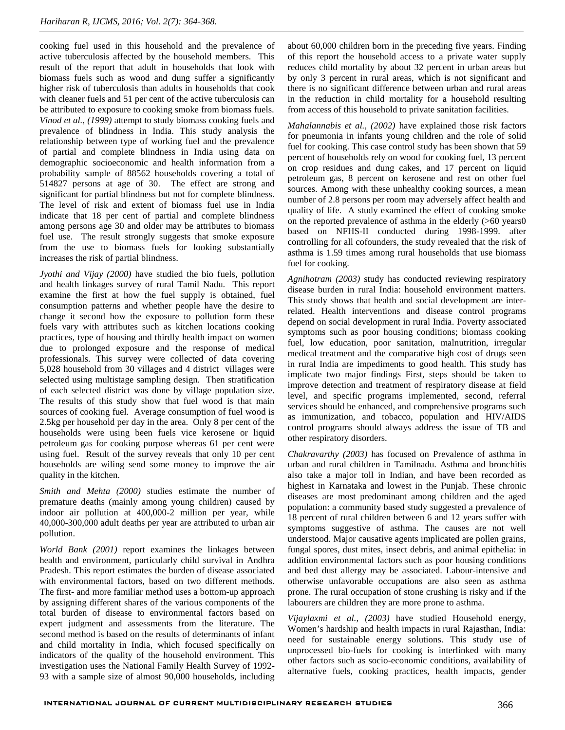cooking fuel used in this household and the prevalence of active tuberculosis affected by the household members. This result of the report that adult in households that look with biomass fuels such as wood and dung suffer a significantly higher risk of tuberculosis than adults in households that cook with cleaner fuels and 51 per cent of the active tuberculosis can be attributed to exposure to cooking smoke from biomass fuels. *Vinod et al., (1999)* attempt to study biomass cooking fuels and prevalence of blindness in India. This study analysis the relationship between type of working fuel and the prevalence of partial and complete blindness in India using data on demographic socioeconomic and health information from a probability sample of 88562 households covering a total of 514827 persons at age of 30. The effect are strong and significant for partial blindness but not for complete blindness. The level of risk and extent of biomass fuel use in India indicate that 18 per cent of partial and complete blindness among persons age 30 and older may be attributes to biomass fuel use. The result strongly suggests that smoke exposure from the use to biomass fuels for looking substantially increases the risk of partial blindness.

*Jyothi and Vijay (2000)* have studied the bio fuels, pollution and health linkages survey of rural Tamil Nadu. This report examine the first at how the fuel supply is obtained, fuel consumption patterns and whether people have the desire to change it second how the exposure to pollution form these fuels vary with attributes such as kitchen locations cooking practices, type of housing and thirdly health impact on women due to prolonged exposure and the response of medical professionals. This survey were collected of data covering 5,028 household from 30 villages and 4 district villages were selected using multistage sampling design. Then stratification of each selected district was done by village population size. The results of this study show that fuel wood is that main sources of cooking fuel. Average consumption of fuel wood is 2.5kg per household per day in the area. Only 8 per cent of the households were using been fuels vice kerosene or liquid petroleum gas for cooking purpose whereas 61 per cent were using fuel. Result of the survey reveals that only 10 per cent households are wiling send some money to improve the air quality in the kitchen.

*Smith and Mehta (2000)* studies estimate the number of premature deaths (mainly among young children) caused by indoor air pollution at 400,000-2 million per year, while 40,000-300,000 adult deaths per year are attributed to urban air pollution.

*World Bank (2001)* report examines the linkages between health and environment, particularly child survival in Andhra Pradesh. This report estimates the burden of disease associated with environmental factors, based on two different methods. The first- and more familiar method uses a bottom-up approach by assigning different shares of the various components of the total burden of disease to environmental factors based on expert judgment and assessments from the literature. The second method is based on the results of determinants of infant and child mortality in India, which focused specifically on indicators of the quality of the household environment. This investigation uses the National Family Health Survey of 1992-93 with a sample size of almost 90,000 households, including about 60,000 children born in the preceding five years. Finding of this report the household access to a private water supply reduces child mortality by about 32 percent in urban areas but by only 3 percent in rural areas, which is not significant and there is no significant difference between urban and rural areas in the reduction in child mortality for a household resulting from access of this household to private sanitation facilities.

*Mahalannabis et al., (2002)* have explained those risk factors for pneumonia in infants young children and the role of solid fuel for cooking. This case control study has been shown that 59 percent of households rely on wood for cooking fuel, 13 percent on crop residues and dung cakes, and 17 percent on liquid petroleum gas, 8 percent on kerosene and rest on other fuel sources. Among with these unhealthy cooking sources, a mean number of 2.8 persons per room may adversely affect health and quality of life. A study examined the effect of cooking smoke on the reported prevalence of asthma in the elderly (>60 years0 based on NFHS-II conducted during 1998-1999. after controlling for all cofounders, the study revealed that the risk of asthma is 1.59 times among rural households that use biomass fuel for cooking.

*Agnihotram (2003)* study has conducted reviewing respiratory disease burden in rural India: household environment matters. This study shows that health and social development are inter-related. Health interventions and disease control programs depend on social development in rural India. Poverty associated symptoms such as poor housing conditions; biomass cooking fuel, low education, poor sanitation, malnutrition, irregular medical treatment and the comparative high cost of drugs seen in rural India are impediments to good health. This study has implicate two major findings First, steps should be taken to improve detection and treatment of respiratory disease at field level, and specific programs implemented, second, referral services should be enhanced, and comprehensive programs such as immunization, and tobacco, population and HIV/AIDS control programs should always address the issue of TB and other respiratory disorders.

*Chakravarthy (2003)* has focused on Prevalence of asthma in urban and rural children in Tamilnadu. Asthma and bronchitis also take a major toll in Indian, and have been recorded as highest in Karnataka and lowest in the Punjab. These chronic diseases are most predominant among children and the aged population: a community based study suggested a prevalence of 18 percent of rural children between 6 and 12 years suffer with symptoms suggestive of asthma. The causes are not well understood. Major causative agents implicated are pollen grains, fungal spores, dust mites, insect debris, and animal epithelia: in addition environmental factors such as poor housing conditions and bed dust allergy may be associated. Labour-intensive and otherwise unfavorable occupations are also seen as asthma prone. The rural occupation of stone crushing is risky and if the labourers are children they are more prone to asthma.

*Vijaylaxmi et al., (2003)* have studied Household energy, Women's hardship and health impacts in rural Rajasthan, India: need for sustainable energy solutions. This study use of unprocessed bio-fuels for cooking is interlinked with many other factors such as socio-economic conditions, availability of alternative fuels, cooking practices, health impacts, gender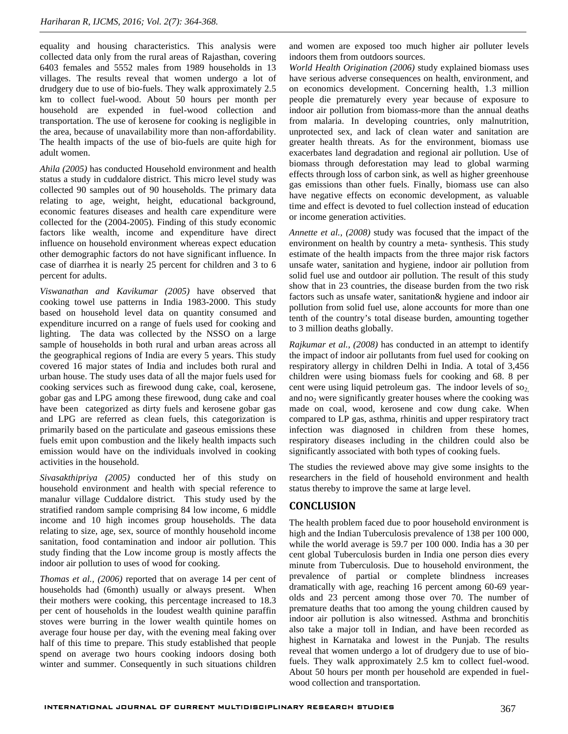equality and housing characteristics. This analysis were collected data only from the rural areas of Rajasthan, covering 6403 females and 5552 males from 1989 households in 13 villages. The results reveal that women undergo a lot of drudgery due to use of bio-fuels. They walk approximately 2.5 km to collect fuel-wood. About 50 hours per month per household are expended in fuel-wood collection and transportation. The use of kerosene for cooking is negligible in the area, because of unavailability more than non-affordability. The health impacts of the use of bio-fuels are quite high for adult women.

*Ahila (2005)* has conducted Household environment and health status a study in cuddalore district. This micro level study was collected 90 samples out of 90 households. The primary data relating to age, weight, height, educational background, economic features diseases and health care expenditure were collected for the (2004-2005). Finding of this study economic factors like wealth, income and expenditure have direct influence on household environment whereas expect education other demographic factors do not have significant influence. In case of diarrhea it is nearly 25 percent for children and 3 to 6 percent for adults.

*Viswanathan and Kavikumar (2005)* have observed that cooking towel use patterns in India 1983-2000. This study based on household level data on quantity consumed and expenditure incurred on a range of fuels used for cooking and lighting. The data was collected by the NSSO on a large sample of households in both rural and urban areas across all the geographical regions of India are every 5 years. This study covered 16 major states of India and includes both rural and urban house. The study uses data of all the major fuels used for cooking services such as firewood dung cake, coal, kerosene, gobar gas and LPG among these firewood, dung cake and coal have been categorized as dirty fuels and kerosene gobar gas and LPG are referred as clean fuels, this categorization is primarily based on the particulate and gaseous emissions these fuels emit upon combustion and the likely health impacts such emission would have on the individuals involved in cooking activities in the household.

*Sivasakthipriya (2005)* conducted her of this study on household environment and health with special reference to manalur village Cuddalore district. This study used by the stratified random sample comprising 84 low income, 6 middle income and 10 high incomes group households. The data relating to size, age, sex, source of monthly household income sanitation, food contamination and indoor air pollution. This study finding that the Low income group is mostly affects the indoor air pollution to uses of wood for cooking.

*Thomas et al., (2006)* reported that on average 14 per cent of households had (6month) usually or always present. When their mothers were cooking, this percentage increased to 18.3 per cent of households in the loudest wealth quinine paraffin stoves were burring in the lower wealth quintile homes on average four house per day, with the evening meal faking over half of this time to prepare. This study established that people spend on average two hours cooking indoors dosing both winter and summer. Consequently in such situations children and women are exposed too much higher air polluter levels indoors them from outdoors sources.

*World Health Origination (2006)* study explained biomass uses have serious adverse consequences on health, environment, and on economics development. Concerning health, 1.3 million people die prematurely every year because of exposure to indoor air pollution from biomass-more than the annual deaths from malaria. In developing countries, only malnutrition, unprotected sex, and lack of clean water and sanitation are greater health threats. As for the environment, biomass use exacerbates land degradation and regional air pollution. Use of biomass through deforestation may lead to global warming effects through loss of carbon sink, as well as higher greenhouse gas emissions than other fuels. Finally, biomass use can also have negative effects on economic development, as valuable time and effect is devoted to fuel collection instead of education or income generation activities.

*Annette et al., (2008)* study was focused that the impact of the environment on health by country a meta- synthesis. This study estimate of the health impacts from the three major risk factors unsafe water, sanitation and hygiene, indoor air pollution from solid fuel use and outdoor air pollution. The result of this study show that in 23 countries, the disease burden from the two risk factors such as unsafe water, sanitation& hygiene and indoor air pollution from solid fuel use, alone accounts for more than one tenth of the country's total disease burden, amounting together to 3 million deaths globally.

*Rajkumar et al., (2008)* has conducted in an attempt to identify the impact of indoor air pollutants from fuel used for cooking on respiratory allergy in children Delhi in India. A total of 3,456 children were using biomass fuels for cooking and 68. 8 per cent were using liquid petroleum gas. The indoor levels of $so_2$, and $no_2$ were significantly greater houses where the cooking was made on coal, wood, kerosene and cow dung cake. When compared to LP gas, asthma, rhinitis and upper respiratory tract infection was diagnosed in children from these homes, respiratory diseases including in the children could also be significantly associated with both types of cooking fuels.

The studies the reviewed above may give some insights to the researchers in the field of household environment and health status thereby to improve the same at large level.

## CONCLUSION

The health problem faced due to poor household environment is high and the Indian Tuberculosis prevalence of 138 per 100 000, while the world average is 59.7 per 100 000. India has a 30 per cent global Tuberculosis burden in India one person dies every minute from Tuberculosis. Due to household environment, the prevalence of partial or complete blindness increases dramatically with age, reaching 16 percent among 60-69 year-olds and 23 percent among those over 70. The number of premature deaths that too among the young children caused by indoor air pollution is also witnessed. Asthma and bronchitis also take a major toll in Indian, and have been recorded as highest in Karnataka and lowest in the Punjab. The results reveal that women undergo a lot of drudgery due to use of bio-fuels. They walk approximately 2.5 km to collect fuel-wood. About 50 hours per month per household are expended in fuel-wood collection and transportation.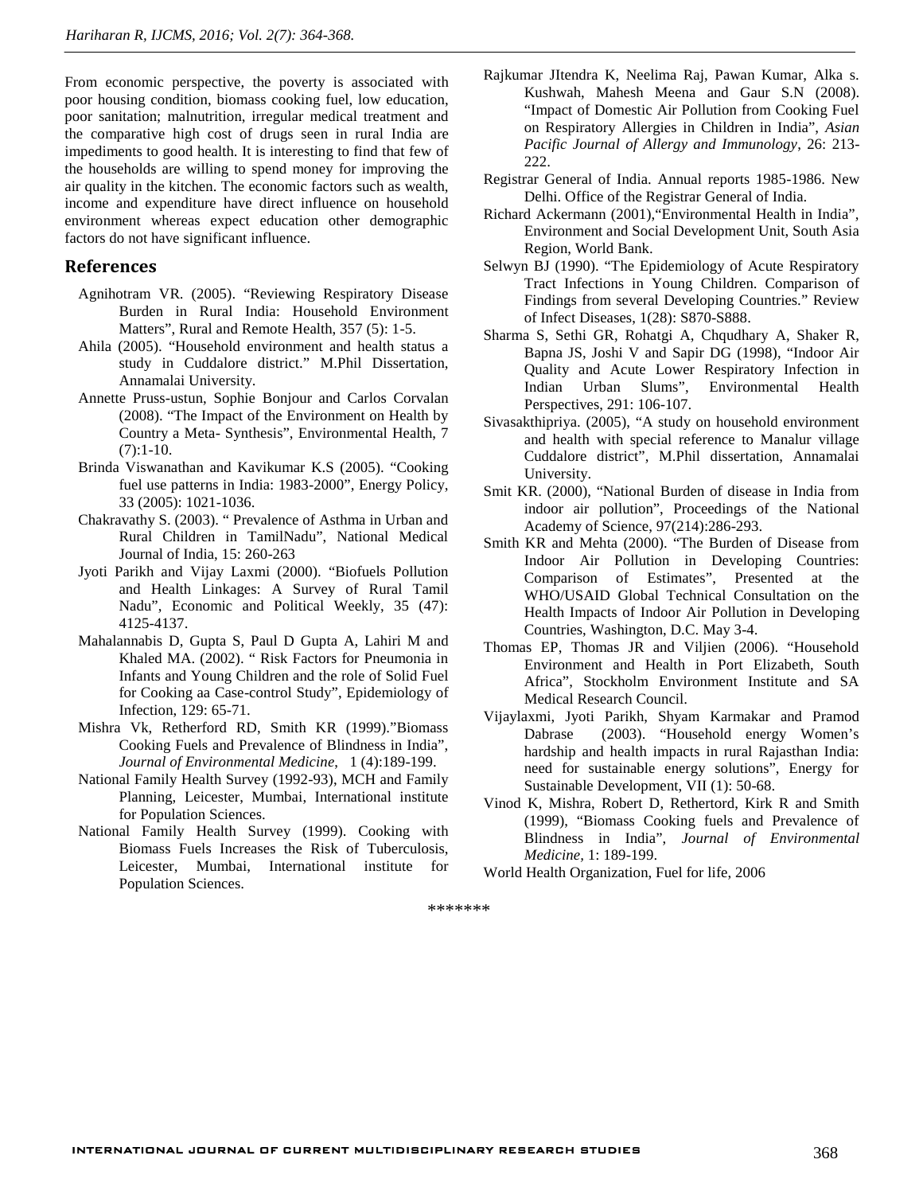From economic perspective, the poverty is associated with poor housing condition, biomass cooking fuel, low education, poor sanitation; malnutrition, irregular medical treatment and the comparative high cost of drugs seen in rural India are impediments to good health. It is interesting to find that few of the households are willing to spend money for improving the air quality in the kitchen. The economic factors such as wealth, income and expenditure have direct influence on household environment whereas expect education other demographic factors do not have significant influence.

## References

- Agnihotram VR. (2005). "Reviewing Respiratory Disease Burden in Rural India: Household Environment Matters", Rural and Remote Health, 357 (5): 1-5.
- Ahila (2005). "Household environment and health status a study in Cuddalore district." M.Phil Dissertation, Annamalai University.
- Annette Pruss-ustun, Sophie Bonjour and Carlos Corvalan (2008). "The Impact of the Environment on Health by Country a Meta- Synthesis", Environmental Health, 7 (7):1-10.
- Brinda Viswanathan and Kavikumar K.S (2005). "Cooking fuel use patterns in India: 1983-2000", Energy Policy, 33 (2005): 1021-1036.
- Chakravathy S. (2003). " Prevalence of Asthma in Urban and Rural Children in TamilNadu", National Medical Journal of India, 15: 260-263
- Jyoti Parikh and Vijay Laxmi (2000). "Biofuels Pollution and Health Linkages: A Survey of Rural Tamil Nadu", Economic and Political Weekly, 35 (47): 4125-4137.
- Mahalannabis D, Gupta S, Paul D Gupta A, Lahiri M and Khaled MA. (2002). " Risk Factors for Pneumonia in Infants and Young Children and the role of Solid Fuel for Cooking aa Case-control Study", Epidemiology of Infection, 129: 65-71.
- Mishra Vk, Retherford RD, Smith KR (1999)."Biomass Cooking Fuels and Prevalence of Blindness in India", *Journal of Environmental Medicine*, 1 (4):189-199.
- National Family Health Survey (1992-93), MCH and Family Planning, Leicester, Mumbai, International institute for Population Sciences.
- National Family Health Survey (1999). Cooking with Biomass Fuels Increases the Risk of Tuberculosis, Leicester, Mumbai, International institute for Population Sciences.
- Rajkumar JItendra K, Neelima Raj, Pawan Kumar, Alka s. Kushwah, Mahesh Meena and Gaur S.N (2008). "Impact of Domestic Air Pollution from Cooking Fuel on Respiratory Allergies in Children in India", *Asian Pacific Journal of Allergy and Immunology*, 26: 213-222.
- Registrar General of India. Annual reports 1985-1986. New Delhi. Office of the Registrar General of India.
- Richard Ackermann (2001),"Environmental Health in India", Environment and Social Development Unit, South Asia Region, World Bank.
- Selwyn BJ (1990). "The Epidemiology of Acute Respiratory Tract Infections in Young Children. Comparison of Findings from several Developing Countries." Review of Infect Diseases, 1(28): S870-S888.
- Sharma S, Sethi GR, Rohatgi A, Chqudhary A, Shaker R, Bapna JS, Joshi V and Sapir DG (1998), "Indoor Air Quality and Acute Lower Respiratory Infection in Indian Urban Slums", Environmental Health Perspectives, 291: 106-107.
- Sivasakthipriya. (2005), "A study on household environment and health with special reference to Manalur village Cuddalore district", M.Phil dissertation, Annamalai University.
- Smit KR. (2000), "National Burden of disease in India from indoor air pollution", Proceedings of the National Academy of Science, 97(214):286-293.
- Smith KR and Mehta (2000). "The Burden of Disease from Indoor Air Pollution in Developing Countries: Comparison of Estimates", Presented at the WHO/USAID Global Technical Consultation on the Health Impacts of Indoor Air Pollution in Developing Countries, Washington, D.C. May 3-4.
- Thomas EP, Thomas JR and Viljien (2006). "Household Environment and Health in Port Elizabeth, South Africa", Stockholm Environment Institute and SA Medical Research Council.
- Vijaylaxmi, Jyoti Parikh, Shyam Karmakar and Pramod Dabrase (2003). "Household energy Women's hardship and health impacts in rural Rajasthan India: need for sustainable energy solutions", Energy for Sustainable Development, VII (1): 50-68.
- Vinod K, Mishra, Robert D, Rethertord, Kirk R and Smith (1999), "Biomass Cooking fuels and Prevalence of Blindness in India", *Journal of Environmental Medicine*, 1: 189-199.
- World Health Organization, Fuel for life, 2006

*******